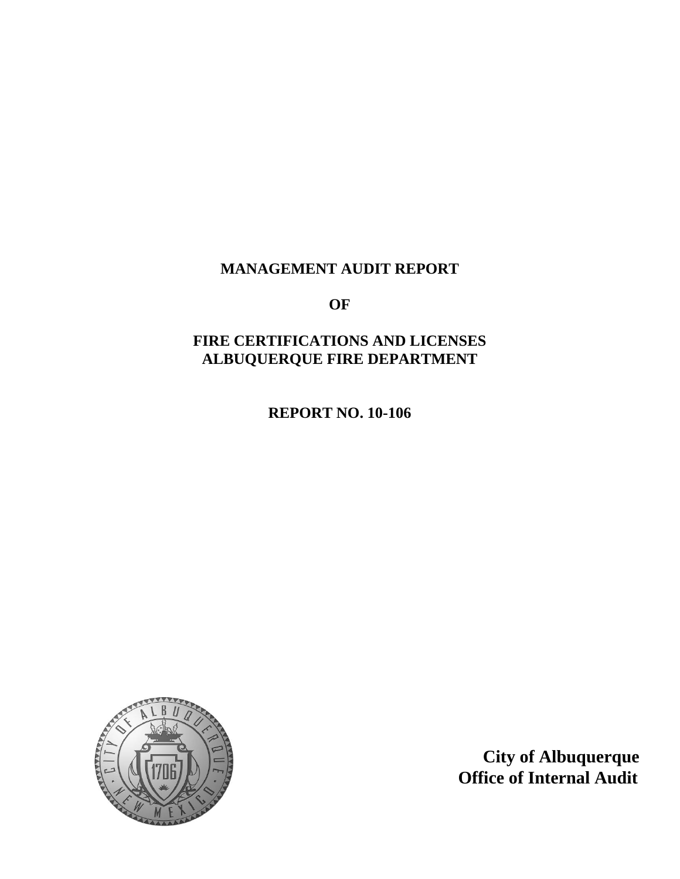# MANAGEMENT AUDIT REPORT

# OF

# FIRE CERTIFICATIONS AND LICENSES
# ALBUQUERQUE FIRE DEPARTMENT

# REPORT NO. 10-106

**City of Albuquerque**
**Office of Internal Audit**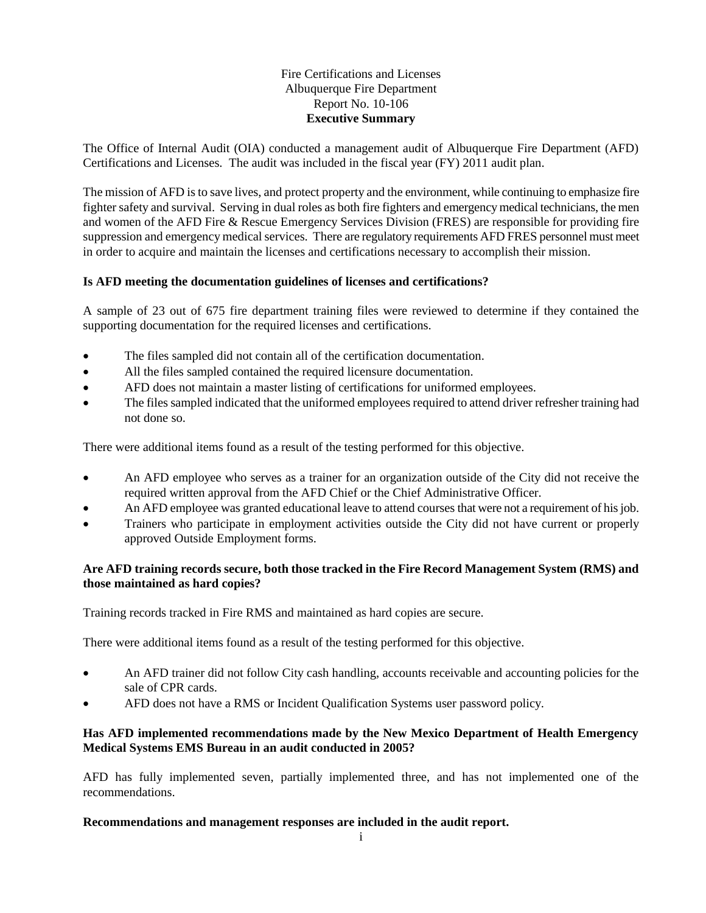# Fire Certifications and Licenses
## Albuquerque Fire Department
## Report No. 10-106
## Executive Summary

The Office of Internal Audit (OIA) conducted a management audit of Albuquerque Fire Department (AFD) Certifications and Licenses. The audit was included in the fiscal year (FY) 2011 audit plan.

The mission of AFD is to save lives, and protect property and the environment, while continuing to emphasize fire fighter safety and survival. Serving in dual roles as both fire fighters and emergency medical technicians, the men and women of the AFD Fire & Rescue Emergency Services Division (FRES) are responsible for providing fire suppression and emergency medical services. There are regulatory requirements AFD FRES personnel must meet in order to acquire and maintain the licenses and certifications necessary to accomplish their mission.

**Is AFD meeting the documentation guidelines of licenses and certifications?**

A sample of 23 out of 675 fire department training files were reviewed to determine if they contained the supporting documentation for the required licenses and certifications.

- The files sampled did not contain all of the certification documentation.
- All the files sampled contained the required licensure documentation.
- AFD does not maintain a master listing of certifications for uniformed employees.
- The files sampled indicated that the uniformed employees required to attend driver refresher training had not done so.

There were additional items found as a result of the testing performed for this objective.

- An AFD employee who serves as a trainer for an organization outside of the City did not receive the required written approval from the AFD Chief or the Chief Administrative Officer.
- An AFD employee was granted educational leave to attend courses that were not a requirement of his job.
- Trainers who participate in employment activities outside the City did not have current or properly approved Outside Employment forms.

**Are AFD training records secure, both those tracked in the Fire Record Management System (RMS) and those maintained as hard copies?**

Training records tracked in Fire RMS and maintained as hard copies are secure.

There were additional items found as a result of the testing performed for this objective.

- An AFD trainer did not follow City cash handling, accounts receivable and accounting policies for the sale of CPR cards.
- AFD does not have a RMS or Incident Qualification Systems user password policy.

**Has AFD implemented recommendations made by the New Mexico Department of Health Emergency Medical Systems EMS Bureau in an audit conducted in 2005?**

AFD has fully implemented seven, partially implemented three, and has not implemented one of the recommendations.

**Recommendations and management responses are included in the audit report.**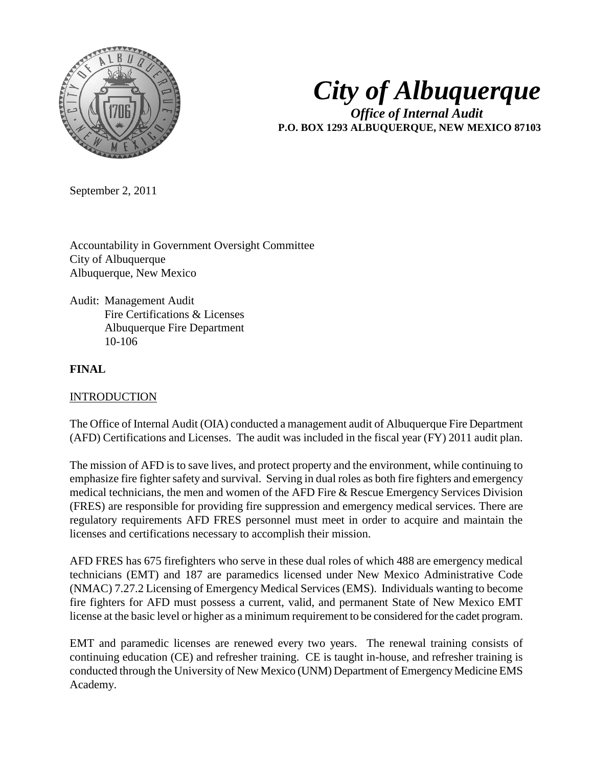# City of Albuquerque

***Office of Internal Audit***

**P.O. BOX 1293 ALBUQUERQUE, NEW MEXICO 87103**

September 2, 2011

Accountability in Government Oversight Committee
City of Albuquerque
Albuquerque, New Mexico

Audit: Management Audit
Fire Certifications & Licenses
Albuquerque Fire Department
10-106

**FINAL**

## INTRODUCTION

The Office of Internal Audit (OIA) conducted a management audit of Albuquerque Fire Department (AFD) Certifications and Licenses. The audit was included in the fiscal year (FY) 2011 audit plan.

The mission of AFD is to save lives, and protect property and the environment, while continuing to emphasize fire fighter safety and survival. Serving in dual roles as both fire fighters and emergency medical technicians, the men and women of the AFD Fire & Rescue Emergency Services Division (FRES) are responsible for providing fire suppression and emergency medical services. There are regulatory requirements AFD FRES personnel must meet in order to acquire and maintain the licenses and certifications necessary to accomplish their mission.

AFD FRES has 675 firefighters who serve in these dual roles of which 488 are emergency medical technicians (EMT) and 187 are paramedics licensed under New Mexico Administrative Code (NMAC) 7.27.2 Licensing of Emergency Medical Services (EMS). Individuals wanting to become fire fighters for AFD must possess a current, valid, and permanent State of New Mexico EMT license at the basic level or higher as a minimum requirement to be considered for the cadet program.

EMT and paramedic licenses are renewed every two years. The renewal training consists of continuing education (CE) and refresher training. CE is taught in-house, and refresher training is conducted through the University of New Mexico (UNM) Department of Emergency Medicine EMS Academy.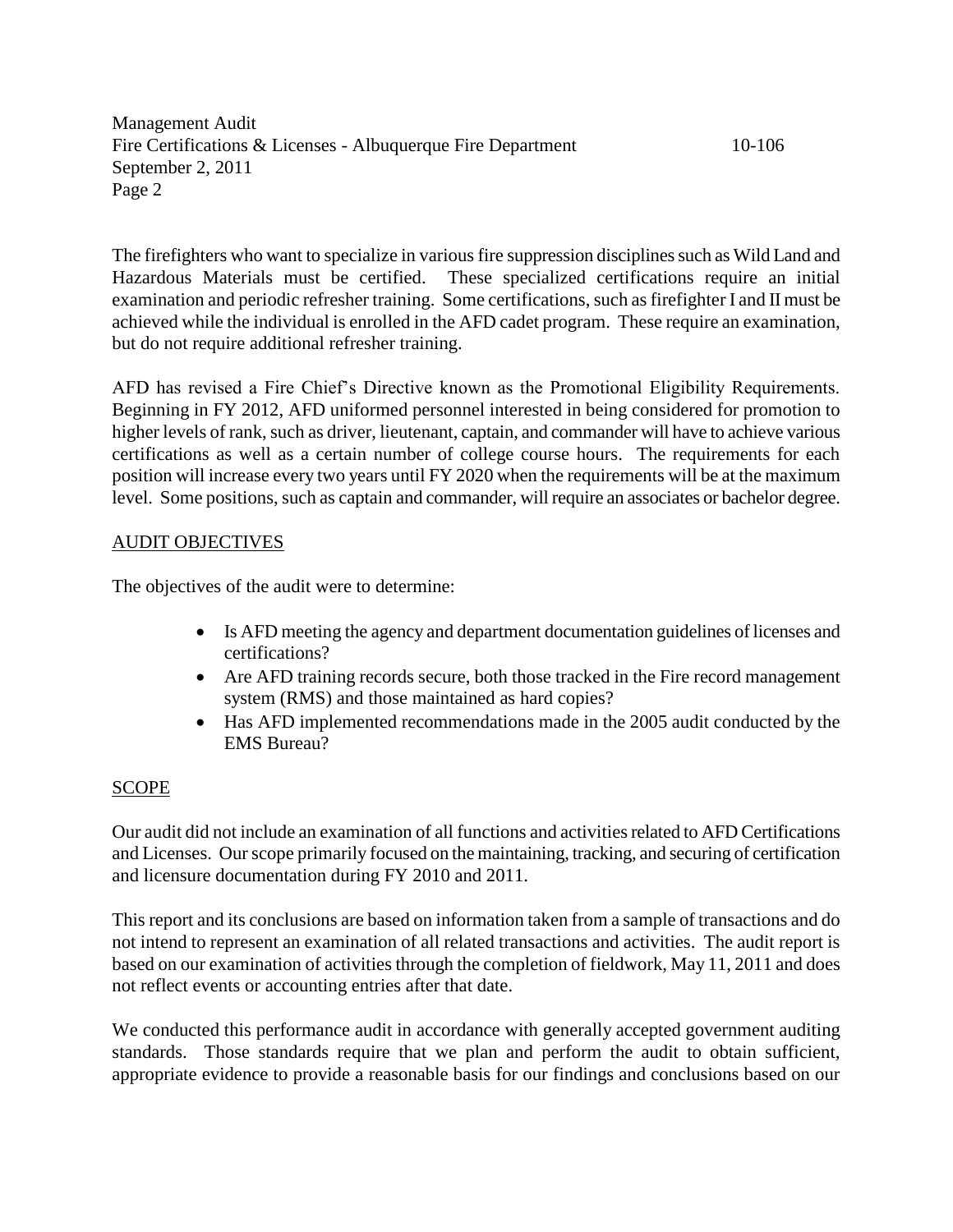The firefighters who want to specialize in various fire suppression disciplines such as Wild Land and Hazardous Materials must be certified. These specialized certifications require an initial examination and periodic refresher training. Some certifications, such as firefighter I and II must be achieved while the individual is enrolled in the AFD cadet program. These require an examination, but do not require additional refresher training.

AFD has revised a Fire Chief's Directive known as the Promotional Eligibility Requirements. Beginning in FY 2012, AFD uniformed personnel interested in being considered for promotion to higher levels of rank, such as driver, lieutenant, captain, and commander will have to achieve various certifications as well as a certain number of college course hours. The requirements for each position will increase every two years until FY 2020 when the requirements will be at the maximum level. Some positions, such as captain and commander, will require an associates or bachelor degree.

## AUDIT OBJECTIVES

The objectives of the audit were to determine:

- Is AFD meeting the agency and department documentation guidelines of licenses and certifications?
- Are AFD training records secure, both those tracked in the Fire record management system (RMS) and those maintained as hard copies?
- Has AFD implemented recommendations made in the 2005 audit conducted by the EMS Bureau?

## SCOPE

Our audit did not include an examination of all functions and activities related to AFD Certifications and Licenses. Our scope primarily focused on the maintaining, tracking, and securing of certification and licensure documentation during FY 2010 and 2011.

This report and its conclusions are based on information taken from a sample of transactions and do not intend to represent an examination of all related transactions and activities. The audit report is based on our examination of activities through the completion of fieldwork, May 11, 2011 and does not reflect events or accounting entries after that date.

We conducted this performance audit in accordance with generally accepted government auditing standards. Those standards require that we plan and perform the audit to obtain sufficient, appropriate evidence to provide a reasonable basis for our findings and conclusions based on our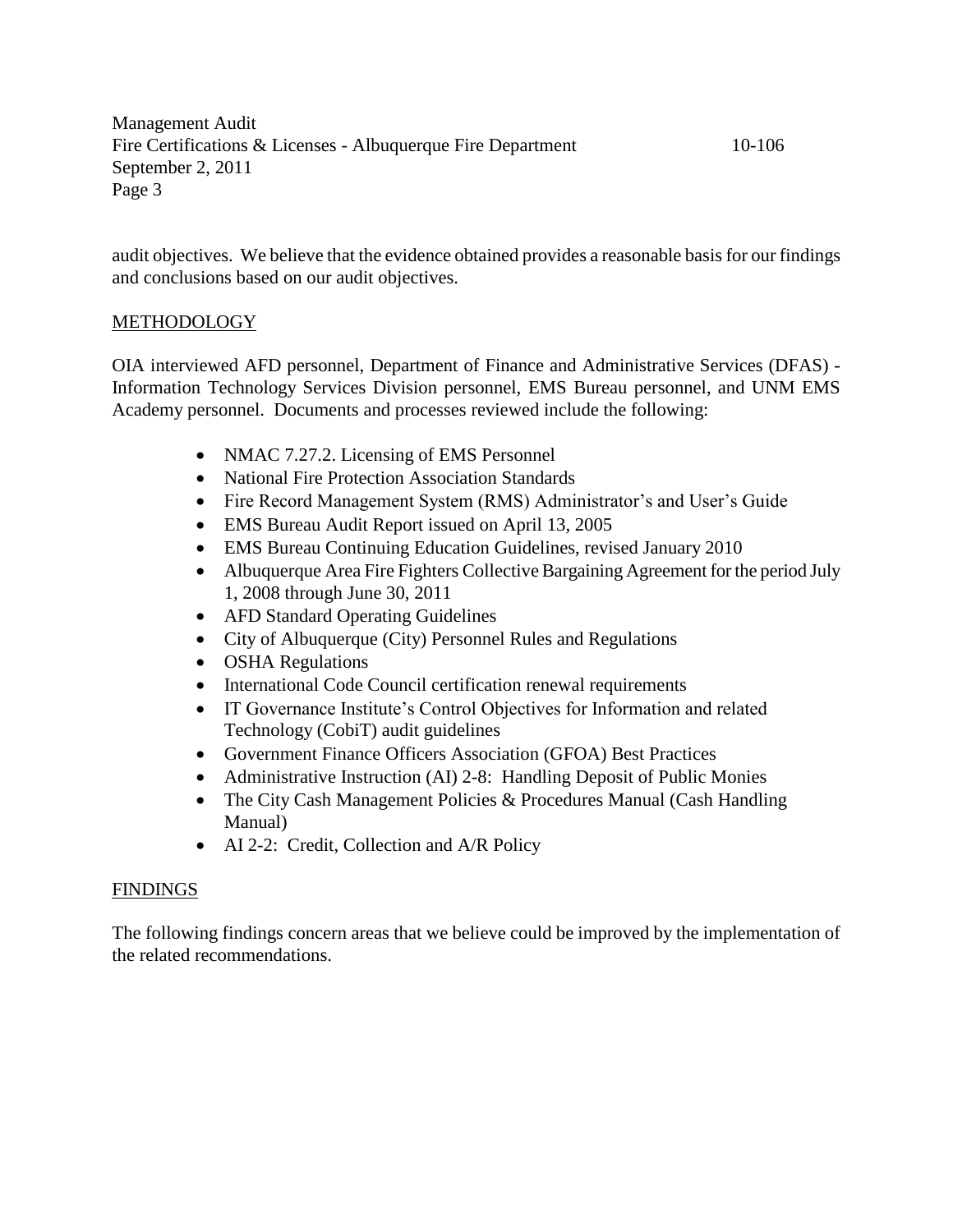audit objectives. We believe that the evidence obtained provides a reasonable basis for our findings and conclusions based on our audit objectives.

## METHODOLOGY

OIA interviewed AFD personnel, Department of Finance and Administrative Services (DFAS) - Information Technology Services Division personnel, EMS Bureau personnel, and UNM EMS Academy personnel. Documents and processes reviewed include the following:

- NMAC 7.27.2. Licensing of EMS Personnel
- National Fire Protection Association Standards
- Fire Record Management System (RMS) Administrator's and User's Guide
- EMS Bureau Audit Report issued on April 13, 2005
- EMS Bureau Continuing Education Guidelines, revised January 2010
- Albuquerque Area Fire Fighters Collective Bargaining Agreement for the period July 1, 2008 through June 30, 2011
- AFD Standard Operating Guidelines
- City of Albuquerque (City) Personnel Rules and Regulations
- OSHA Regulations
- International Code Council certification renewal requirements
- IT Governance Institute's Control Objectives for Information and related Technology (CobiT) audit guidelines
- Government Finance Officers Association (GFOA) Best Practices
- Administrative Instruction (AI) 2-8: Handling Deposit of Public Monies
- The City Cash Management Policies & Procedures Manual (Cash Handling Manual)
- AI 2-2: Credit, Collection and A/R Policy

## FINDINGS

The following findings concern areas that we believe could be improved by the implementation of the related recommendations.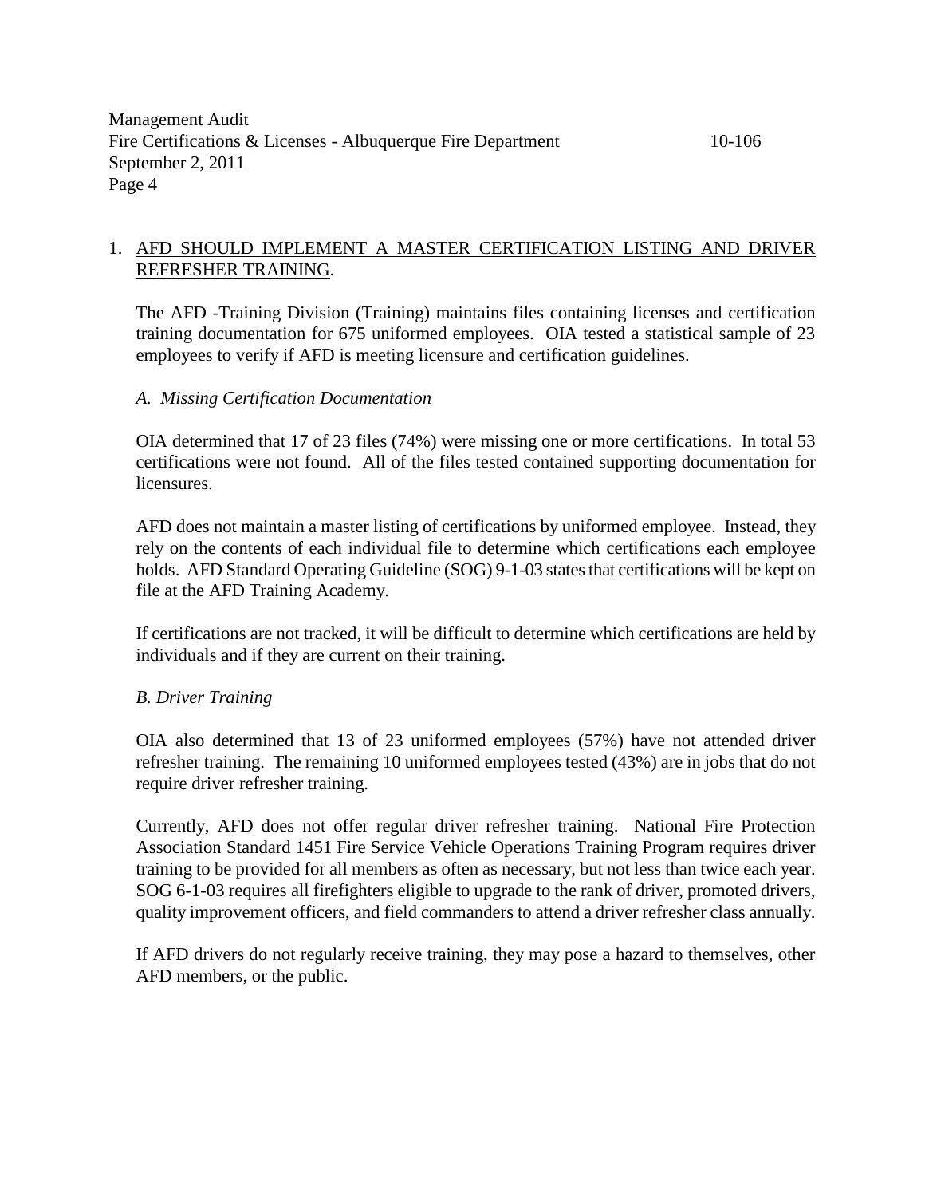1. AFD SHOULD IMPLEMENT A MASTER CERTIFICATION LISTING AND DRIVER REFRESHER TRAINING.

The AFD -Training Division (Training) maintains files containing licenses and certification training documentation for 675 uniformed employees. OIA tested a statistical sample of 23 employees to verify if AFD is meeting licensure and certification guidelines.

*A. Missing Certification Documentation*

OIA determined that 17 of 23 files (74%) were missing one or more certifications. In total 53 certifications were not found. All of the files tested contained supporting documentation for licensures.

AFD does not maintain a master listing of certifications by uniformed employee. Instead, they rely on the contents of each individual file to determine which certifications each employee holds. AFD Standard Operating Guideline (SOG) 9-1-03 states that certifications will be kept on file at the AFD Training Academy.

If certifications are not tracked, it will be difficult to determine which certifications are held by individuals and if they are current on their training.

*B. Driver Training*

OIA also determined that 13 of 23 uniformed employees (57%) have not attended driver refresher training. The remaining 10 uniformed employees tested (43%) are in jobs that do not require driver refresher training.

Currently, AFD does not offer regular driver refresher training. National Fire Protection Association Standard 1451 Fire Service Vehicle Operations Training Program requires driver training to be provided for all members as often as necessary, but not less than twice each year. SOG 6-1-03 requires all firefighters eligible to upgrade to the rank of driver, promoted drivers, quality improvement officers, and field commanders to attend a driver refresher class annually.

If AFD drivers do not regularly receive training, they may pose a hazard to themselves, other AFD members, or the public.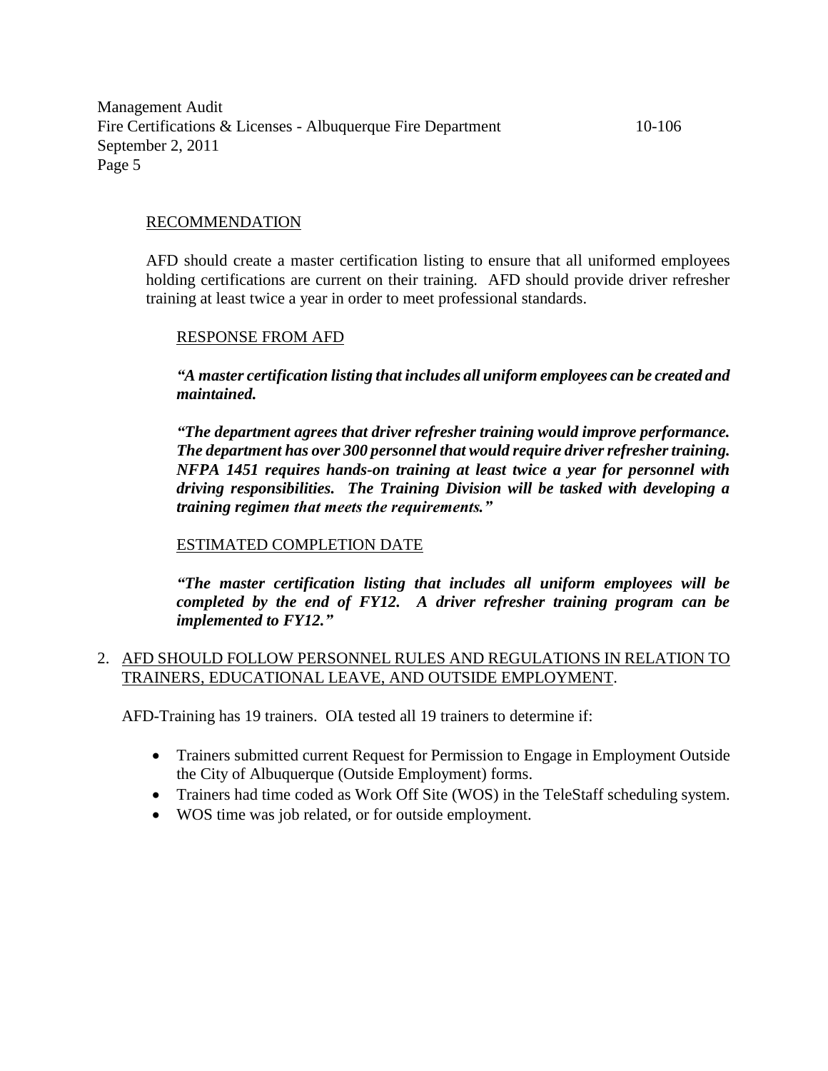RECOMMENDATION

AFD should create a master certification listing to ensure that all uniformed employees holding certifications are current on their training. AFD should provide driver refresher training at least twice a year in order to meet professional standards.

RESPONSE FROM AFD

***"A master certification listing that includes all uniform employees can be created and maintained.***

***"The department agrees that driver refresher training would improve performance. The department has over 300 personnel that would require driver refresher training. NFPA 1451 requires hands-on training at least twice a year for personnel with driving responsibilities. The Training Division will be tasked with developing a training regimen that meets the requirements."***

ESTIMATED COMPLETION DATE

***"The master certification listing that includes all uniform employees will be completed by the end of FY12. A driver refresher training program can be implemented to FY12."***

2. AFD SHOULD FOLLOW PERSONNEL RULES AND REGULATIONS IN RELATION TO TRAINERS, EDUCATIONAL LEAVE, AND OUTSIDE EMPLOYMENT.

AFD-Training has 19 trainers. OIA tested all 19 trainers to determine if:

- Trainers submitted current Request for Permission to Engage in Employment Outside the City of Albuquerque (Outside Employment) forms.
- Trainers had time coded as Work Off Site (WOS) in the TeleStaff scheduling system.
- WOS time was job related, or for outside employment.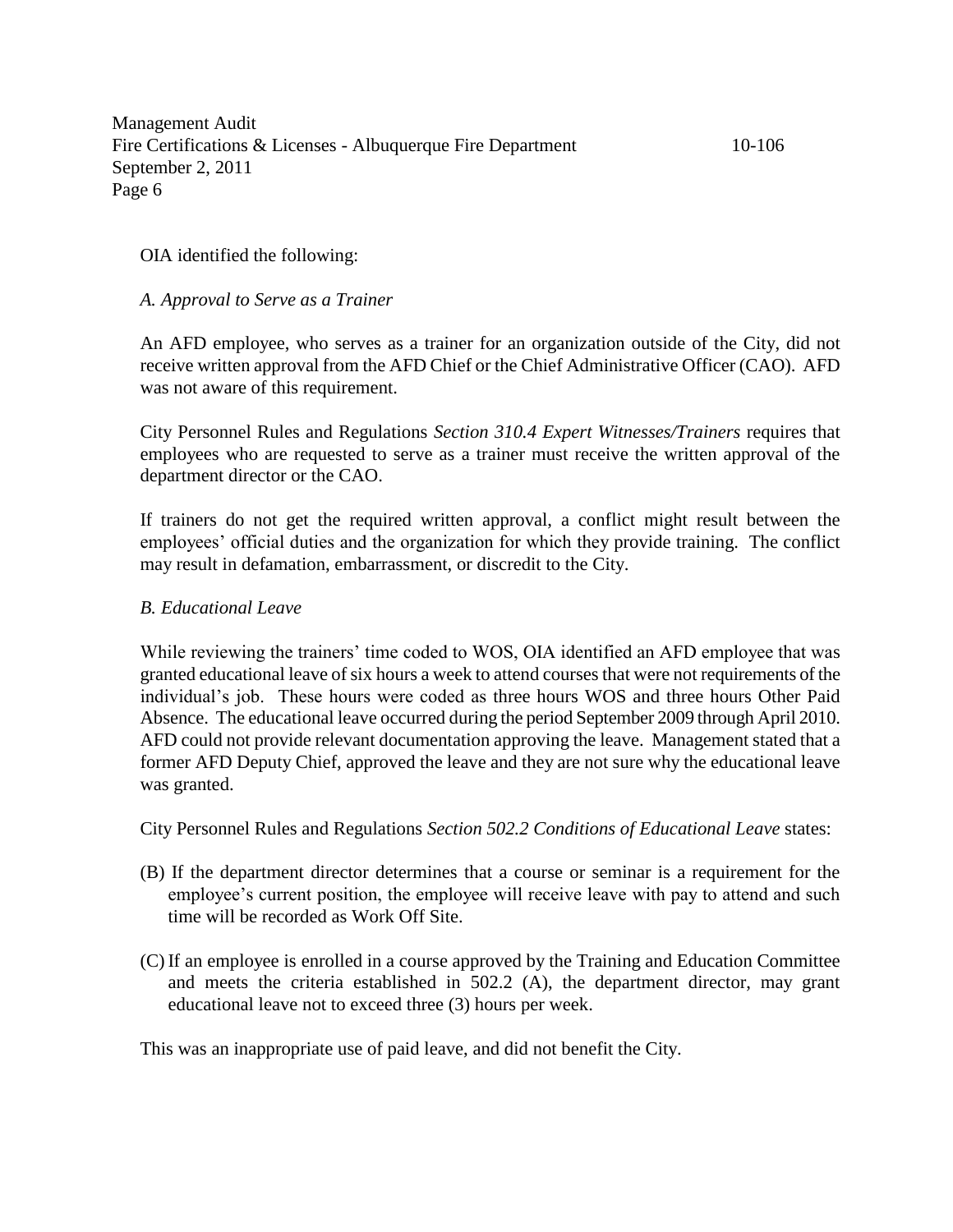OIA identified the following:

*A. Approval to Serve as a Trainer*

An AFD employee, who serves as a trainer for an organization outside of the City, did not receive written approval from the AFD Chief or the Chief Administrative Officer (CAO). AFD was not aware of this requirement.

City Personnel Rules and Regulations *Section 310.4 Expert Witnesses/Trainers* requires that employees who are requested to serve as a trainer must receive the written approval of the department director or the CAO.

If trainers do not get the required written approval, a conflict might result between the employees' official duties and the organization for which they provide training. The conflict may result in defamation, embarrassment, or discredit to the City.

*B. Educational Leave*

While reviewing the trainers' time coded to WOS, OIA identified an AFD employee that was granted educational leave of six hours a week to attend courses that were not requirements of the individual's job. These hours were coded as three hours WOS and three hours Other Paid Absence. The educational leave occurred during the period September 2009 through April 2010. AFD could not provide relevant documentation approving the leave. Management stated that a former AFD Deputy Chief, approved the leave and they are not sure why the educational leave was granted.

City Personnel Rules and Regulations *Section 502.2 Conditions of Educational Leave* states:

(B) If the department director determines that a course or seminar is a requirement for the employee's current position, the employee will receive leave with pay to attend and such time will be recorded as Work Off Site.

(C) If an employee is enrolled in a course approved by the Training and Education Committee and meets the criteria established in 502.2 (A), the department director, may grant educational leave not to exceed three (3) hours per week.

This was an inappropriate use of paid leave, and did not benefit the City.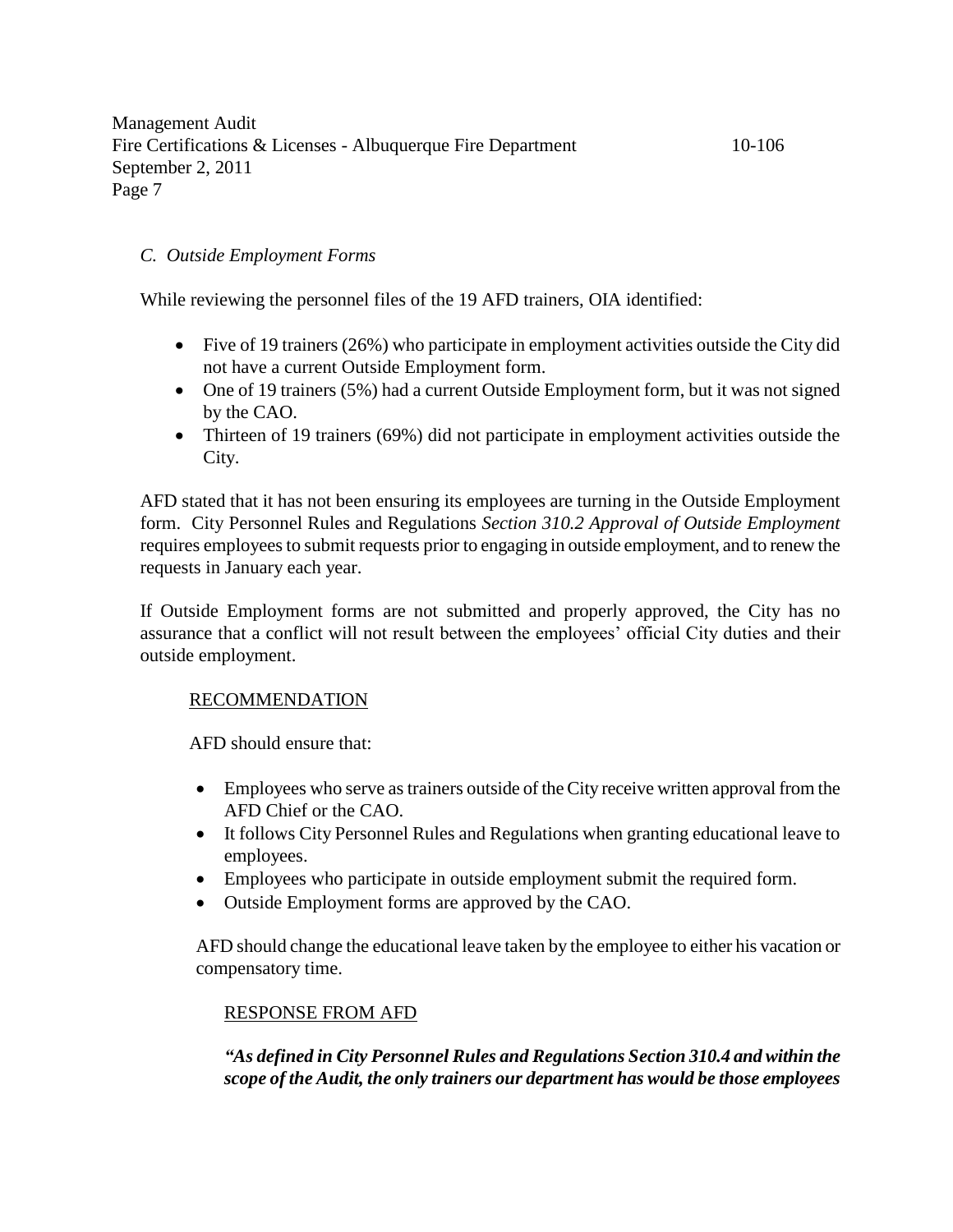### *C. Outside Employment Forms*

While reviewing the personnel files of the 19 AFD trainers, OIA identified:

- Five of 19 trainers (26%) who participate in employment activities outside the City did not have a current Outside Employment form.
- One of 19 trainers (5%) had a current Outside Employment form, but it was not signed by the CAO.
- Thirteen of 19 trainers (69%) did not participate in employment activities outside the City.

AFD stated that it has not been ensuring its employees are turning in the Outside Employment form. City Personnel Rules and Regulations *Section 310.2 Approval of Outside Employment* requires employees to submit requests prior to engaging in outside employment, and to renew the requests in January each year.

If Outside Employment forms are not submitted and properly approved, the City has no assurance that a conflict will not result between the employees' official City duties and their outside employment.

RECOMMENDATION

AFD should ensure that:

- Employees who serve as trainers outside of the City receive written approval from the AFD Chief or the CAO.
- It follows City Personnel Rules and Regulations when granting educational leave to employees.
- Employees who participate in outside employment submit the required form.
- Outside Employment forms are approved by the CAO.

AFD should change the educational leave taken by the employee to either his vacation or compensatory time.

RESPONSE FROM AFD

***"As defined in City Personnel Rules and Regulations Section 310.4 and within the scope of the Audit, the only trainers our department has would be those employees***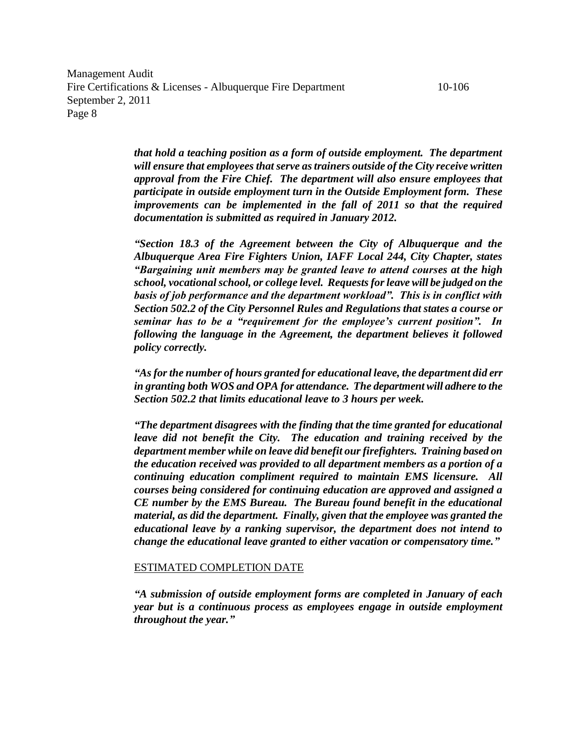*that hold a teaching position as a form of outside employment. The department will ensure that employees that serve as trainers outside of the City receive written approval from the Fire Chief. The department will also ensure employees that participate in outside employment turn in the Outside Employment form. These improvements can be implemented in the fall of 2011 so that the required documentation is submitted as required in January 2012.*

*"Section 18.3 of the Agreement between the City of Albuquerque and the Albuquerque Area Fire Fighters Union, IAFF Local 244, City Chapter, states "Bargaining unit members may be granted leave to attend courses at the high school, vocational school, or college level. Requests for leave will be judged on the basis of job performance and the department workload". This is in conflict with Section 502.2 of the City Personnel Rules and Regulations that states a course or seminar has to be a "requirement for the employee's current position". In following the language in the Agreement, the department believes it followed policy correctly.*

*"As for the number of hours granted for educational leave, the department did err in granting both WOS and OPA for attendance. The department will adhere to the Section 502.2 that limits educational leave to 3 hours per week.*

*"The department disagrees with the finding that the time granted for educational leave did not benefit the City. The education and training received by the department member while on leave did benefit our firefighters. Training based on the education received was provided to all department members as a portion of a continuing education compliment required to maintain EMS licensure. All courses being considered for continuing education are approved and assigned a CE number by the EMS Bureau. The Bureau found benefit in the educational material, as did the department. Finally, given that the employee was granted the educational leave by a ranking supervisor, the department does not intend to change the educational leave granted to either vacation or compensatory time."*

ESTIMATED COMPLETION DATE

*"A submission of outside employment forms are completed in January of each year but is a continuous process as employees engage in outside employment throughout the year."*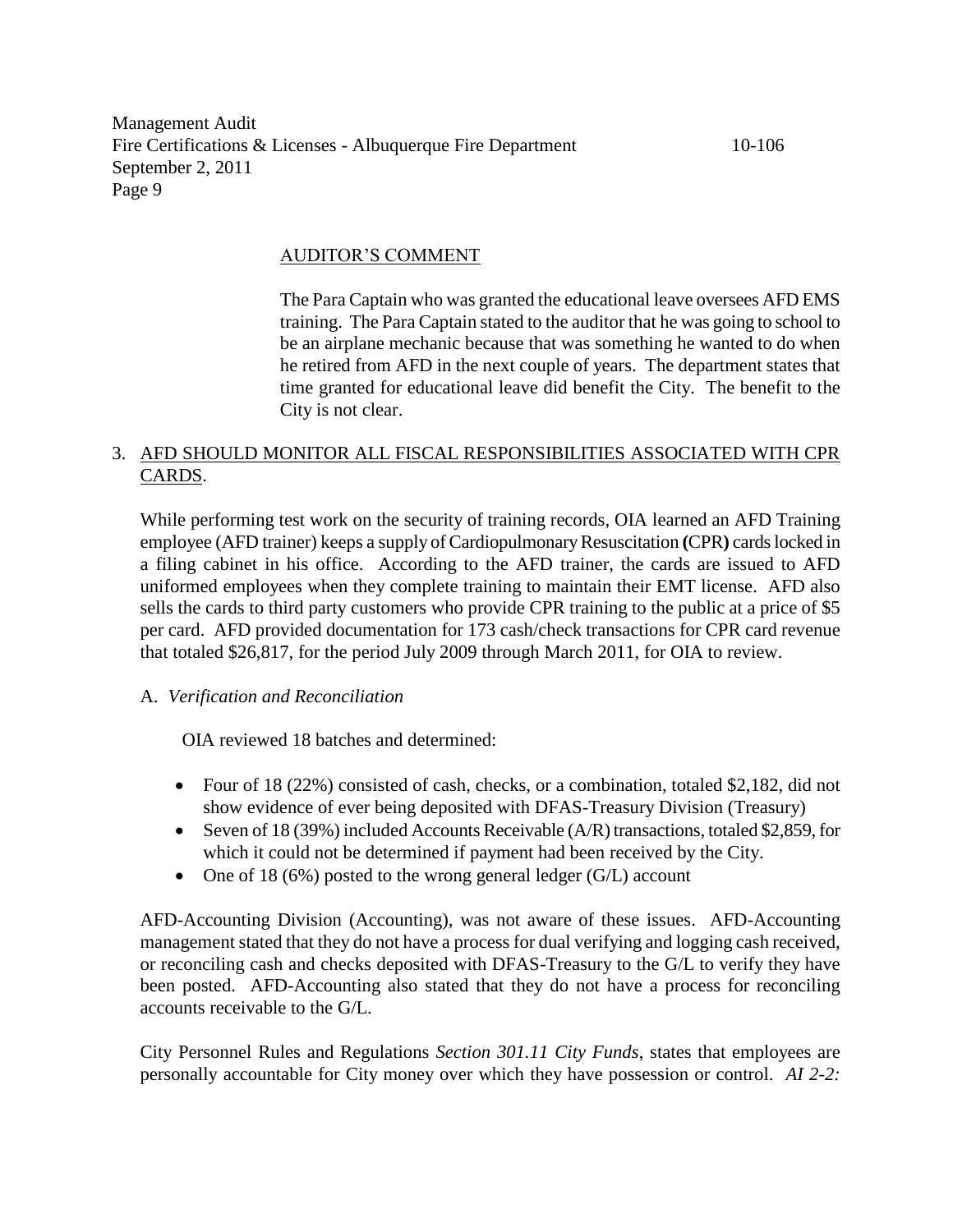## AUDITOR'S COMMENT

The Para Captain who was granted the educational leave oversees AFD EMS training. The Para Captain stated to the auditor that he was going to school to be an airplane mechanic because that was something he wanted to do when he retired from AFD in the next couple of years. The department states that time granted for educational leave did benefit the City. The benefit to the City is not clear.

## 3. AFD SHOULD MONITOR ALL FISCAL RESPONSIBILITIES ASSOCIATED WITH CPR CARDS.

While performing test work on the security of training records, OIA learned an AFD Training employee (AFD trainer) keeps a supply of Cardiopulmonary Resuscitation **(**CPR**)** cards locked in a filing cabinet in his office. According to the AFD trainer, the cards are issued to AFD uniformed employees when they complete training to maintain their EMT license. AFD also sells the cards to third party customers who provide CPR training to the public at a price of $5 per card. AFD provided documentation for 173 cash/check transactions for CPR card revenue that totaled $26,817, for the period July 2009 through March 2011, for OIA to review.

### A. *Verification and Reconciliation*

OIA reviewed 18 batches and determined:

- Four of 18 (22%) consisted of cash, checks, or a combination, totaled $2,182, did not show evidence of ever being deposited with DFAS-Treasury Division (Treasury)
- Seven of 18 (39%) included Accounts Receivable (A/R) transactions, totaled $2,859, for which it could not be determined if payment had been received by the City.
- One of 18 (6%) posted to the wrong general ledger (G/L) account

AFD-Accounting Division (Accounting), was not aware of these issues. AFD-Accounting management stated that they do not have a process for dual verifying and logging cash received, or reconciling cash and checks deposited with DFAS-Treasury to the G/L to verify they have been posted. AFD-Accounting also stated that they do not have a process for reconciling accounts receivable to the G/L.

City Personnel Rules and Regulations *Section 301.11 City Funds*, states that employees are personally accountable for City money over which they have possession or control. *AI 2-2:*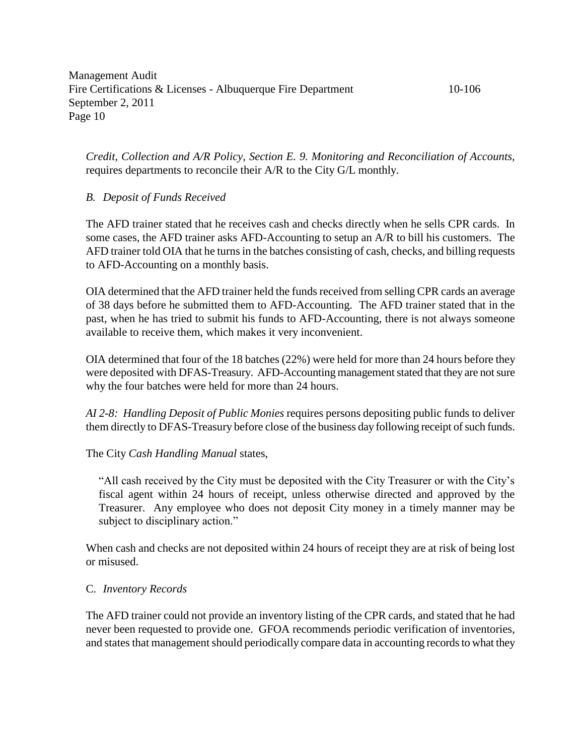*Credit, Collection and A/R Policy, Section E. 9. Monitoring and Reconciliation of Accounts,* requires departments to reconcile their A/R to the City G/L monthly.

### *B. Deposit of Funds Received*

The AFD trainer stated that he receives cash and checks directly when he sells CPR cards. In some cases, the AFD trainer asks AFD-Accounting to setup an A/R to bill his customers. The AFD trainer told OIA that he turns in the batches consisting of cash, checks, and billing requests to AFD-Accounting on a monthly basis.

OIA determined that the AFD trainer held the funds received from selling CPR cards an average of 38 days before he submitted them to AFD-Accounting. The AFD trainer stated that in the past, when he has tried to submit his funds to AFD-Accounting, there is not always someone available to receive them, which makes it very inconvenient.

OIA determined that four of the 18 batches (22%) were held for more than 24 hours before they were deposited with DFAS-Treasury. AFD-Accounting management stated that they are not sure why the four batches were held for more than 24 hours.

*AI 2-8: Handling Deposit of Public Monies* requires persons depositing public funds to deliver them directly to DFAS-Treasury before close of the business day following receipt of such funds.

The City *Cash Handling Manual* states,

> "All cash received by the City must be deposited with the City Treasurer or with the City's fiscal agent within 24 hours of receipt, unless otherwise directed and approved by the Treasurer. Any employee who does not deposit City money in a timely manner may be subject to disciplinary action."

When cash and checks are not deposited within 24 hours of receipt they are at risk of being lost or misused.

### C. *Inventory Records*

The AFD trainer could not provide an inventory listing of the CPR cards, and stated that he had never been requested to provide one. GFOA recommends periodic verification of inventories, and states that management should periodically compare data in accounting records to what they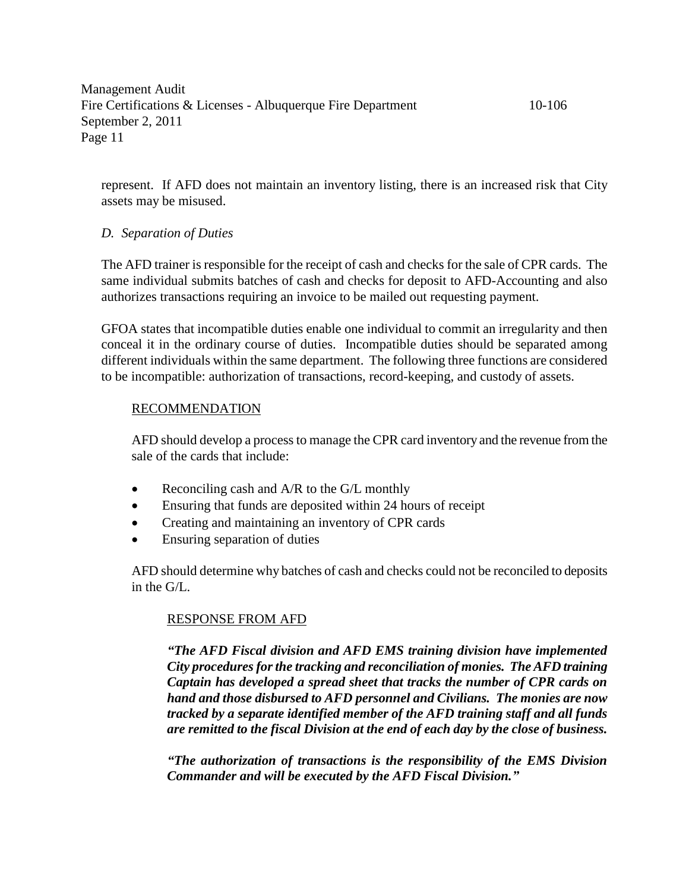represent. If AFD does not maintain an inventory listing, there is an increased risk that City assets may be misused.

*D. Separation of Duties*

The AFD trainer is responsible for the receipt of cash and checks for the sale of CPR cards. The same individual submits batches of cash and checks for deposit to AFD-Accounting and also authorizes transactions requiring an invoice to be mailed out requesting payment.

GFOA states that incompatible duties enable one individual to commit an irregularity and then conceal it in the ordinary course of duties. Incompatible duties should be separated among different individuals within the same department. The following three functions are considered to be incompatible: authorization of transactions, record-keeping, and custody of assets.

RECOMMENDATION

AFD should develop a process to manage the CPR card inventory and the revenue from the sale of the cards that include:

- Reconciling cash and A/R to the G/L monthly
- Ensuring that funds are deposited within 24 hours of receipt
- Creating and maintaining an inventory of CPR cards
- Ensuring separation of duties

AFD should determine why batches of cash and checks could not be reconciled to deposits in the G/L.

RESPONSE FROM AFD

***"The AFD Fiscal division and AFD EMS training division have implemented City procedures for the tracking and reconciliation of monies. The AFD training Captain has developed a spread sheet that tracks the number of CPR cards on hand and those disbursed to AFD personnel and Civilians. The monies are now tracked by a separate identified member of the AFD training staff and all funds are remitted to the fiscal Division at the end of each day by the close of business.***

***"The authorization of transactions is the responsibility of the EMS Division Commander and will be executed by the AFD Fiscal Division."***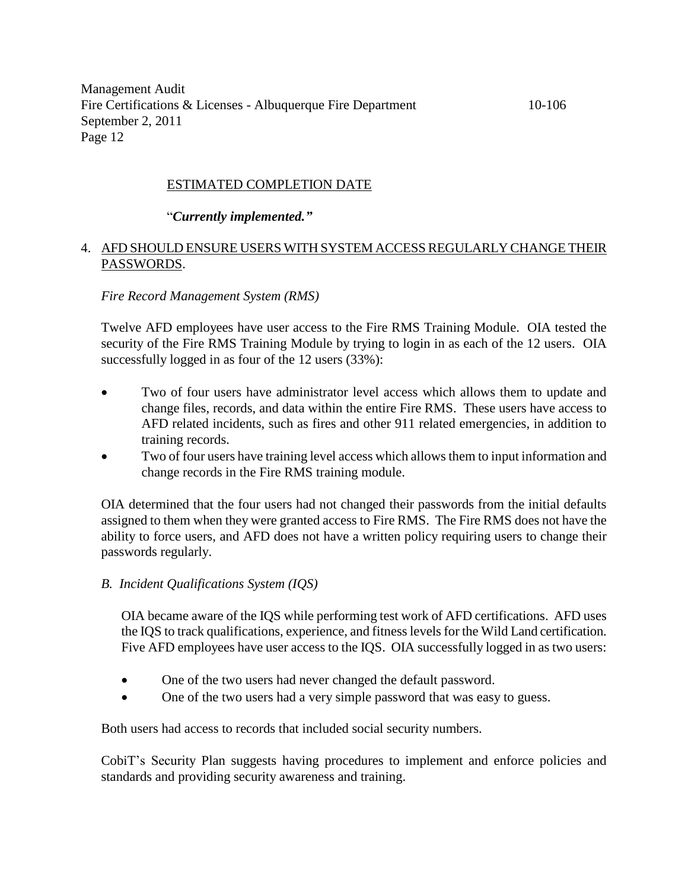ESTIMATED COMPLETION DATE

"*Currently implemented.*"

4. AFD SHOULD ENSURE USERS WITH SYSTEM ACCESS REGULARLY CHANGE THEIR PASSWORDS.

*Fire Record Management System (RMS)*

Twelve AFD employees have user access to the Fire RMS Training Module. OIA tested the security of the Fire RMS Training Module by trying to login in as each of the 12 users. OIA successfully logged in as four of the 12 users (33%):

- Two of four users have administrator level access which allows them to update and change files, records, and data within the entire Fire RMS. These users have access to AFD related incidents, such as fires and other 911 related emergencies, in addition to training records.
- Two of four users have training level access which allows them to input information and change records in the Fire RMS training module.

OIA determined that the four users had not changed their passwords from the initial defaults assigned to them when they were granted access to Fire RMS. The Fire RMS does not have the ability to force users, and AFD does not have a written policy requiring users to change their passwords regularly.

*B. Incident Qualifications System (IQS)*

OIA became aware of the IQS while performing test work of AFD certifications. AFD uses the IQS to track qualifications, experience, and fitness levels for the Wild Land certification. Five AFD employees have user access to the IQS. OIA successfully logged in as two users:

- One of the two users had never changed the default password.
- One of the two users had a very simple password that was easy to guess.

Both users had access to records that included social security numbers.

CobiT's Security Plan suggests having procedures to implement and enforce policies and standards and providing security awareness and training.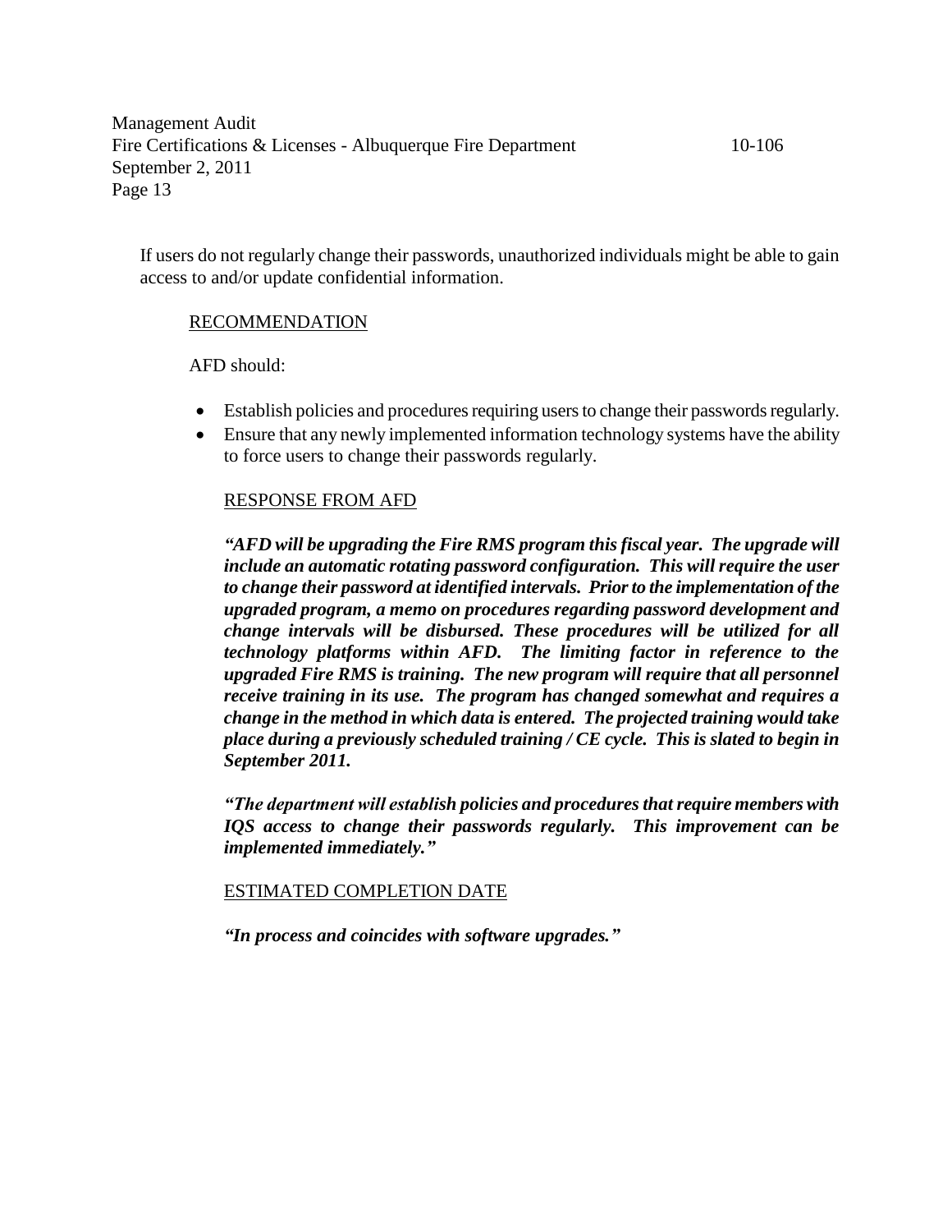If users do not regularly change their passwords, unauthorized individuals might be able to gain access to and/or update confidential information.

RECOMMENDATION

AFD should:

- Establish policies and procedures requiring users to change their passwords regularly.
- Ensure that any newly implemented information technology systems have the ability to force users to change their passwords regularly.

RESPONSE FROM AFD

***"AFD will be upgrading the Fire RMS program this fiscal year. The upgrade will include an automatic rotating password configuration. This will require the user to change their password at identified intervals. Prior to the implementation of the upgraded program, a memo on procedures regarding password development and change intervals will be disbursed. These procedures will be utilized for all technology platforms within AFD. The limiting factor in reference to the upgraded Fire RMS is training. The new program will require that all personnel receive training in its use. The program has changed somewhat and requires a change in the method in which data is entered. The projected training would take place during a previously scheduled training / CE cycle. This is slated to begin in September 2011.***

***"The department will establish policies and procedures that require members with IQS access to change their passwords regularly. This improvement can be implemented immediately."***

ESTIMATED COMPLETION DATE

***"In process and coincides with software upgrades."***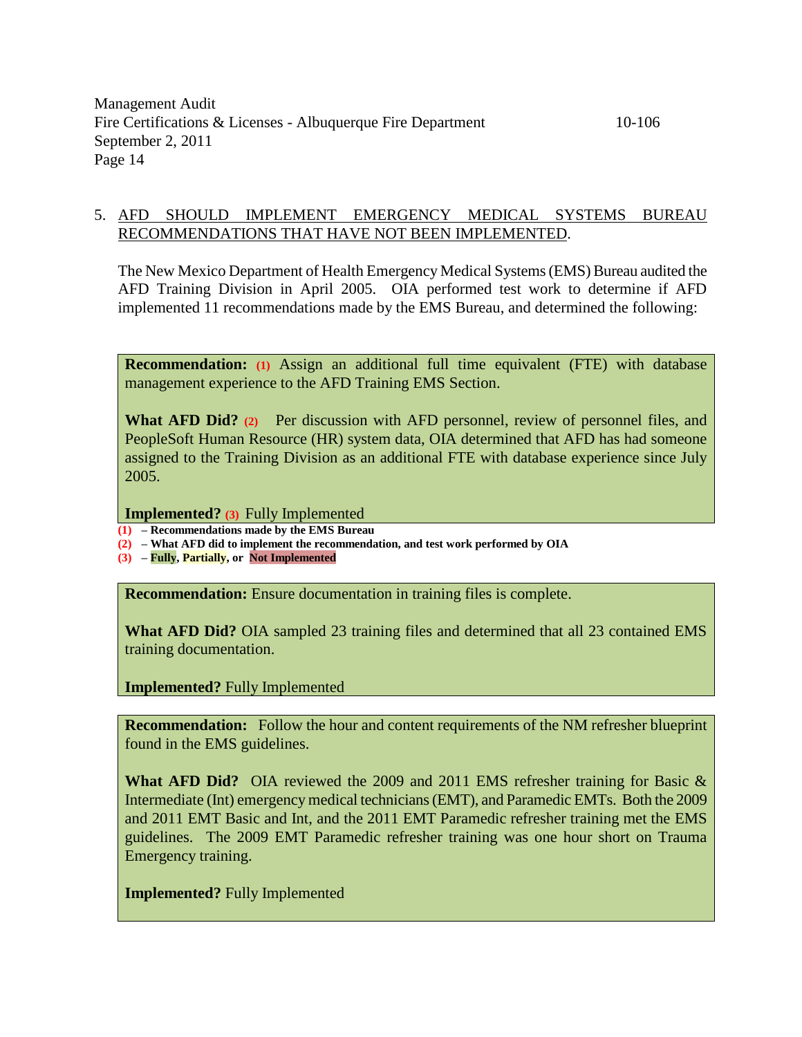5. AFD SHOULD IMPLEMENT EMERGENCY MEDICAL SYSTEMS BUREAU RECOMMENDATIONS THAT HAVE NOT BEEN IMPLEMENTED.

The New Mexico Department of Health Emergency Medical Systems (EMS) Bureau audited the AFD Training Division in April 2005. OIA performed test work to determine if AFD implemented 11 recommendations made by the EMS Bureau, and determined the following:

**Recommendation:** (1) Assign an additional full time equivalent (FTE) with database management experience to the AFD Training EMS Section.

**What AFD Did?** (2) Per discussion with AFD personnel, review of personnel files, and PeopleSoft Human Resource (HR) system data, OIA determined that AFD has had someone assigned to the Training Division as an additional FTE with database experience since July 2005.

**Implemented?** (3) Fully Implemented

(1) – **Recommendations made by the EMS Bureau**
(2) – **What AFD did to implement the recommendation, and test work performed by OIA**
(3) – **Fully, Partially, or Not Implemented**

**Recommendation:** Ensure documentation in training files is complete.

**What AFD Did?** OIA sampled 23 training files and determined that all 23 contained EMS training documentation.

**Implemented?** Fully Implemented

**Recommendation:** Follow the hour and content requirements of the NM refresher blueprint found in the EMS guidelines.

**What AFD Did?** OIA reviewed the 2009 and 2011 EMS refresher training for Basic & Intermediate (Int) emergency medical technicians (EMT), and Paramedic EMTs. Both the 2009 and 2011 EMT Basic and Int, and the 2011 EMT Paramedic refresher training met the EMS guidelines. The 2009 EMT Paramedic refresher training was one hour short on Trauma Emergency training.

**Implemented?** Fully Implemented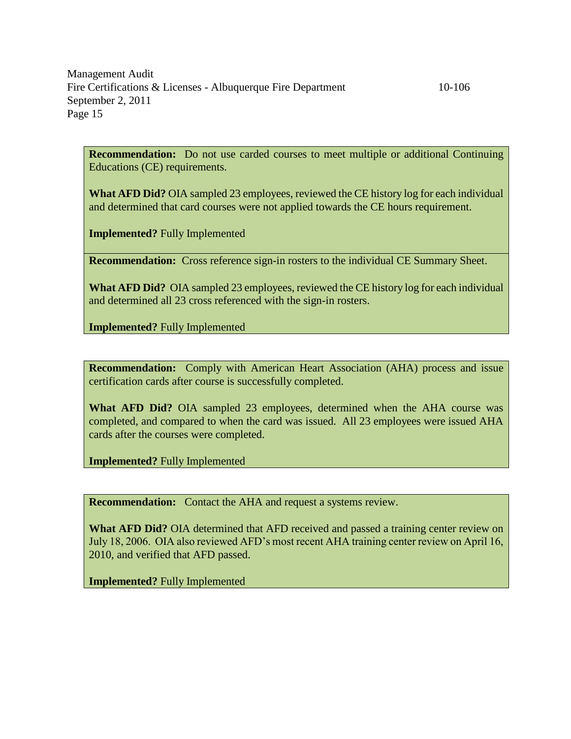**Recommendation:** Do not use carded courses to meet multiple or additional Continuing Educations (CE) requirements.

**What AFD Did?** OIA sampled 23 employees, reviewed the CE history log for each individual and determined that card courses were not applied towards the CE hours requirement.

**Implemented?** Fully Implemented

**Recommendation:** Cross reference sign-in rosters to the individual CE Summary Sheet.

**What AFD Did?** OIA sampled 23 employees, reviewed the CE history log for each individual and determined all 23 cross referenced with the sign-in rosters.

**Implemented?** Fully Implemented

**Recommendation:** Comply with American Heart Association (AHA) process and issue certification cards after course is successfully completed.

**What AFD Did?** OIA sampled 23 employees, determined when the AHA course was completed, and compared to when the card was issued. All 23 employees were issued AHA cards after the courses were completed.

**Implemented?** Fully Implemented

**Recommendation:** Contact the AHA and request a systems review.

**What AFD Did?** OIA determined that AFD received and passed a training center review on July 18, 2006. OIA also reviewed AFD's most recent AHA training center review on April 16, 2010, and verified that AFD passed.

**Implemented?** Fully Implemented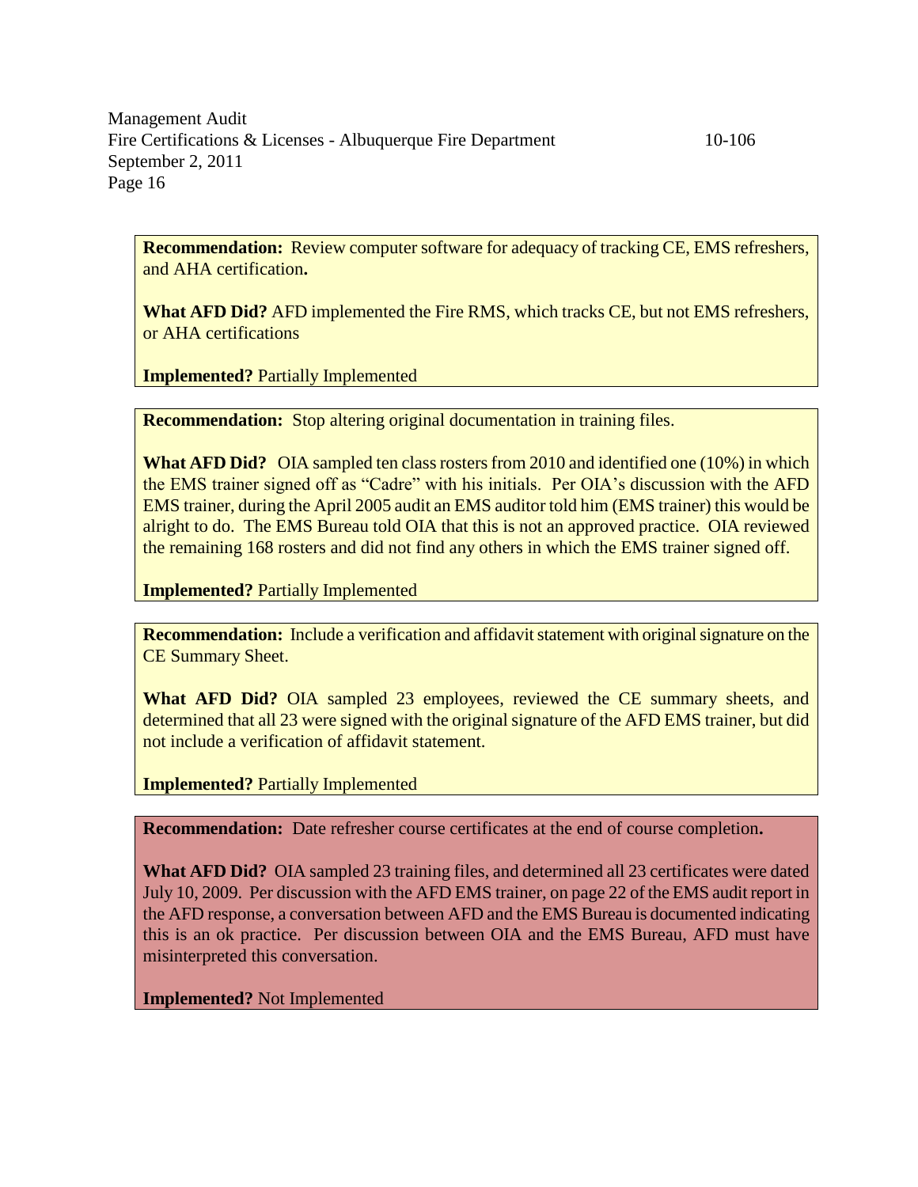**Recommendation:** Review computer software for adequacy of tracking CE, EMS refreshers, and AHA certification**.**

**What AFD Did?** AFD implemented the Fire RMS, which tracks CE, but not EMS refreshers, or AHA certifications

**Implemented?** Partially Implemented

**Recommendation:** Stop altering original documentation in training files.

**What AFD Did?** OIA sampled ten class rosters from 2010 and identified one (10%) in which the EMS trainer signed off as "Cadre" with his initials. Per OIA's discussion with the AFD EMS trainer, during the April 2005 audit an EMS auditor told him (EMS trainer) this would be alright to do. The EMS Bureau told OIA that this is not an approved practice. OIA reviewed the remaining 168 rosters and did not find any others in which the EMS trainer signed off.

**Implemented?** Partially Implemented

**Recommendation:** Include a verification and affidavit statement with original signature on the CE Summary Sheet.

**What AFD Did?** OIA sampled 23 employees, reviewed the CE summary sheets, and determined that all 23 were signed with the original signature of the AFD EMS trainer, but did not include a verification of affidavit statement.

**Implemented?** Partially Implemented

**Recommendation:** Date refresher course certificates at the end of course completion**.**

**What AFD Did?** OIA sampled 23 training files, and determined all 23 certificates were dated July 10, 2009. Per discussion with the AFD EMS trainer, on page 22 of the EMS audit report in the AFD response, a conversation between AFD and the EMS Bureau is documented indicating this is an ok practice. Per discussion between OIA and the EMS Bureau, AFD must have misinterpreted this conversation.

**Implemented?** Not Implemented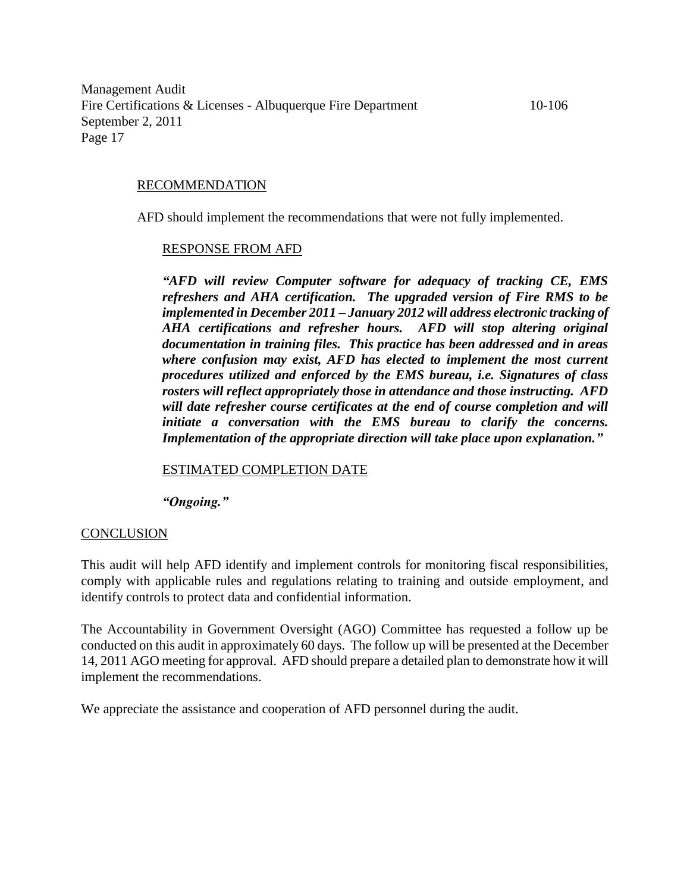<u>RECOMMENDATION</u>

AFD should implement the recommendations that were not fully implemented.

<u>RESPONSE FROM AFD</u>

***"AFD will review Computer software for adequacy of tracking CE, EMS refreshers and AHA certification. The upgraded version of Fire RMS to be implemented in December 2011 – January 2012 will address electronic tracking of AHA certifications and refresher hours. AFD will stop altering original documentation in training files. This practice has been addressed and in areas where confusion may exist, AFD has elected to implement the most current procedures utilized and enforced by the EMS bureau, i.e. Signatures of class rosters will reflect appropriately those in attendance and those instructing. AFD will date refresher course certificates at the end of course completion and will initiate a conversation with the EMS bureau to clarify the concerns. Implementation of the appropriate direction will take place upon explanation."***

<u>ESTIMATED COMPLETION DATE</u>

***"Ongoing."***

<u>CONCLUSION</u>

This audit will help AFD identify and implement controls for monitoring fiscal responsibilities, comply with applicable rules and regulations relating to training and outside employment, and identify controls to protect data and confidential information.

The Accountability in Government Oversight (AGO) Committee has requested a follow up be conducted on this audit in approximately 60 days. The follow up will be presented at the December 14, 2011 AGO meeting for approval. AFD should prepare a detailed plan to demonstrate how it will implement the recommendations.

We appreciate the assistance and cooperation of AFD personnel during the audit.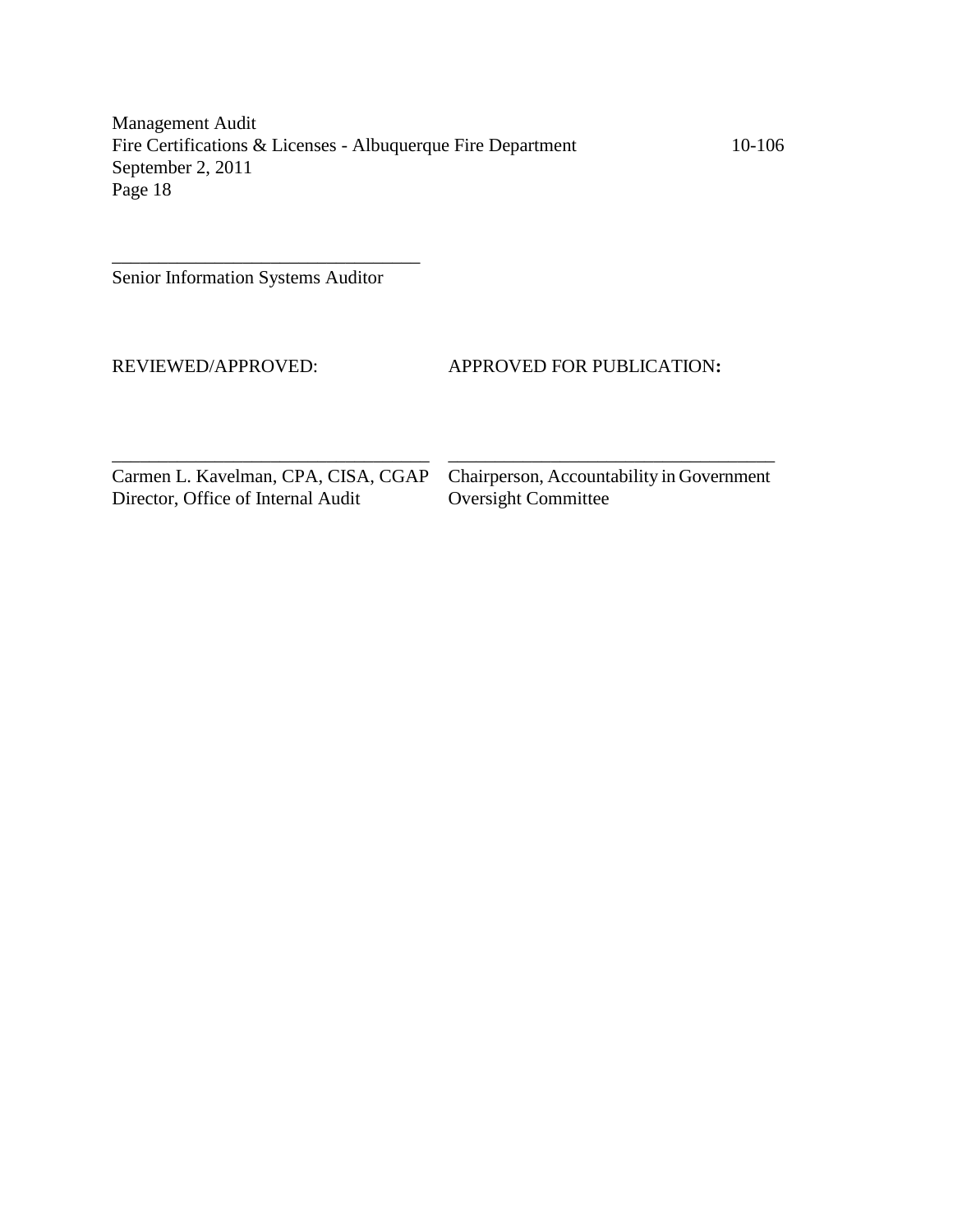_________________________________
Senior Information Systems Auditor

| REVIEWED/APPROVED: | APPROVED FOR PUBLICATION: |
| --- | --- |
| _________________________________ | _________________________________ |
| Carmen L. Kavelman, CPA, CISA, CGAP | Chairperson, Accountability in Government |
| Director, Office of Internal Audit | Oversight Committee |